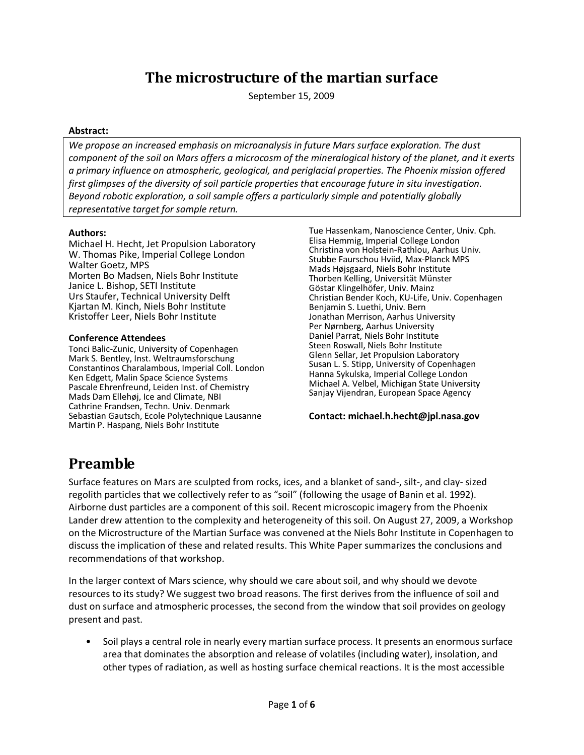# The microstructure of the martian surface

September 15, 2009

**Abstract:**

*We propose an increased emphasis on microanalysis in future Mars surface exploration. The dust component of the soil on Mars offers a microcosm of the mineralogical history of the planet, and it exerts a primary influence on atmospheric, geological, and periglacial properties. The Phoenix mission offered first glimpses of the diversity of soil particle properties that encourage future in situ investigation. Beyond robotic exploration, a soil sample offers a particularly simple and potentially globally representative target for sample return.*

**Authors:**

Michael H. Hecht, Jet Propulsion Laboratory
W. Thomas Pike, Imperial College London
Walter Goetz, MPS
Morten Bo Madsen, Niels Bohr Institute
Janice L. Bishop, SETI Institute
Urs Staufer, Technical University Delft
Kjartan M. Kinch, Niels Bohr Institute
Kristoffer Leer, Niels Bohr Institute

**Conference Attendees**

Tonci Balic-Zunic, University of Copenhagen
Mark S. Bentley, Inst. Weltraumsforschung
Constantinos Charalambous, Imperial Coll. London
Ken Edgett, Malin Space Science Systems
Pascale Ehrenfreund, Leiden Inst. of Chemistry
Mads Dam Ellehøj, Ice and Climate, NBI
Cathrine Frandsen, Techn. Univ. Denmark
Sebastian Gautsch, Ecole Polytechnique Lausanne
Martin P. Haspang, Niels Bohr Institute
Tue Hassenkam, Nanoscience Center, Univ. Cph.
Elisa Hemmig, Imperial College London
Christina von Holstein-Rathlou, Aarhus Univ.
Stubbe Faurschou Hviid, Max-Planck MPS
Mads Højsgaard, Niels Bohr Institute
Thorben Kelling, Universität Münster
Göstar Klingelhöfer, Univ. Mainz
Christian Bender Koch, KU-Life, Univ. Copenhagen
Benjamin S. Luethi, Univ. Bern
Jonathan Merrison, Aarhus University
Per Nørnberg, Aarhus University
Daniel Parrat, Niels Bohr Institute
Steen Roswall, Niels Bohr Institute
Glenn Sellar, Jet Propulsion Laboratory
Susan L. S. Stipp, University of Copenhagen
Hanna Sykulska, Imperial College London
Michael A. Velbel, Michigan State University
Sanjay Vijendran, European Space Agency

**Contact: michael.h.hecht@jpl.nasa.gov**

# Preamble

Surface features on Mars are sculpted from rocks, ices, and a blanket of sand-, silt-, and clay- sized regolith particles that we collectively refer to as "soil" (following the usage of Banin et al. 1992). Airborne dust particles are a component of this soil. Recent microscopic imagery from the Phoenix Lander drew attention to the complexity and heterogeneity of this soil. On August 27, 2009, a Workshop on the Microstructure of the Martian Surface was convened at the Niels Bohr Institute in Copenhagen to discuss the implication of these and related results. This White Paper summarizes the conclusions and recommendations of that workshop.

In the larger context of Mars science, why should we care about soil, and why should we devote resources to its study? We suggest two broad reasons. The first derives from the influence of soil and dust on surface and atmospheric processes, the second from the window that soil provides on geology present and past.

- Soil plays a central role in nearly every martian surface process. It presents an enormous surface area that dominates the absorption and release of volatiles (including water), insolation, and other types of radiation, as well as hosting surface chemical reactions. It is the most accessible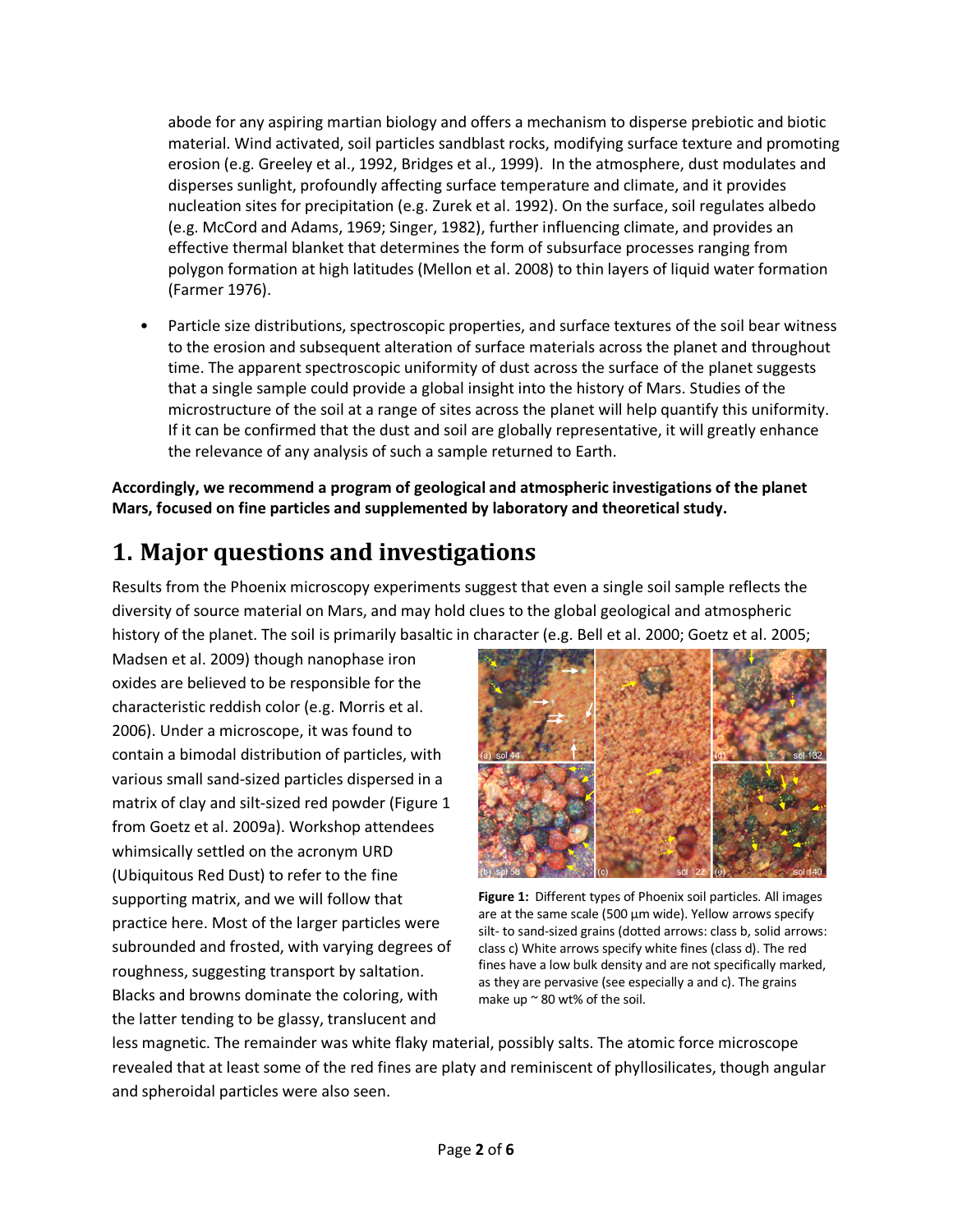abode for any aspiring martian biology and offers a mechanism to disperse prebiotic and biotic material. Wind activated, soil particles sandblast rocks, modifying surface texture and promoting erosion (e.g. Greeley et al., 1992, Bridges et al., 1999). In the atmosphere, dust modulates and disperses sunlight, profoundly affecting surface temperature and climate, and it provides nucleation sites for precipitation (e.g. Zurek et al. 1992). On the surface, soil regulates albedo (e.g. McCord and Adams, 1969; Singer, 1982), further influencing climate, and provides an effective thermal blanket that determines the form of subsurface processes ranging from polygon formation at high latitudes (Mellon et al. 2008) to thin layers of liquid water formation (Farmer 1976).

- Particle size distributions, spectroscopic properties, and surface textures of the soil bear witness to the erosion and subsequent alteration of surface materials across the planet and throughout time. The apparent spectroscopic uniformity of dust across the surface of the planet suggests that a single sample could provide a global insight into the history of Mars. Studies of the microstructure of the soil at a range of sites across the planet will help quantify this uniformity. If it can be confirmed that the dust and soil are globally representative, it will greatly enhance the relevance of any analysis of such a sample returned to Earth.

**Accordingly, we recommend a program of geological and atmospheric investigations of the planet Mars, focused on fine particles and supplemented by laboratory and theoretical study.**

# 1. Major questions and investigations

Results from the Phoenix microscopy experiments suggest that even a single soil sample reflects the diversity of source material on Mars, and may hold clues to the global geological and atmospheric history of the planet. The soil is primarily basaltic in character (e.g. Bell et al. 2000; Goetz et al. 2005; Madsen et al. 2009) though nanophase iron oxides are believed to be responsible for the characteristic reddish color (e.g. Morris et al. 2006). Under a microscope, it was found to contain a bimodal distribution of particles, with various small sand-sized particles dispersed in a matrix of clay and silt-sized red powder (Figure 1 from Goetz et al. 2009a). Workshop attendees whimsically settled on the acronym URD (Ubiquitous Red Dust) to refer to the fine supporting matrix, and we will follow that practice here. Most of the larger particles were subrounded and frosted, with varying degrees of roughness, suggesting transport by saltation. Blacks and browns dominate the coloring, with the latter tending to be glassy, translucent and less magnetic. The remainder was white flaky material, possibly salts. The atomic force microscope revealed that at least some of the red fines are platy and reminiscent of phyllosilicates, though angular and spheroidal particles were also seen.

**Figure 1:** Different types of Phoenix soil particles. All images are at the same scale (500 µm wide). Yellow arrows specify silt- to sand-sized grains (dotted arrows: class b, solid arrows: class c) White arrows specify white fines (class d). The red fines have a low bulk density and are not specifically marked, as they are pervasive (see especially a and c). The grains make up ~ 80 wt% of the soil.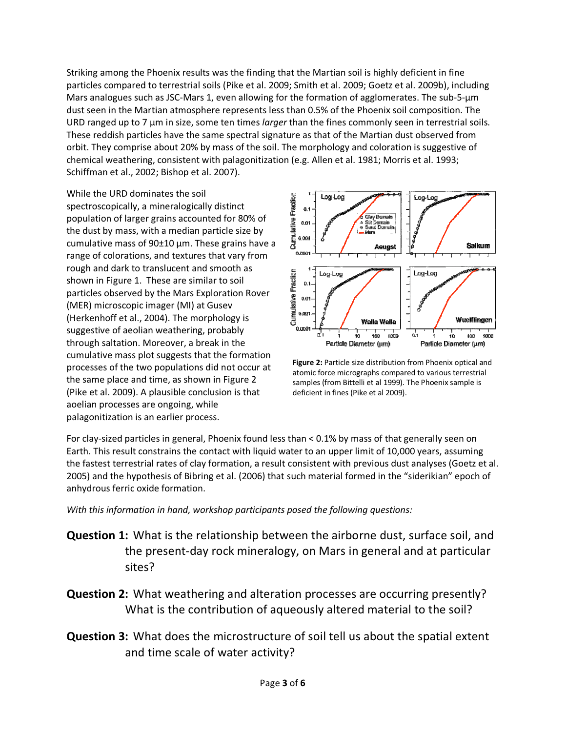Striking among the Phoenix results was the finding that the Martian soil is highly deficient in fine particles compared to terrestrial soils (Pike et al. 2009; Smith et al. 2009; Goetz et al. 2009b), including Mars analogues such as JSC-Mars 1, even allowing for the formation of agglomerates. The sub-5-µm dust seen in the Martian atmosphere represents less than 0.5% of the Phoenix soil composition. The URD ranged up to 7 µm in size, some ten times *larger* than the fines commonly seen in terrestrial soils. These reddish particles have the same spectral signature as that of the Martian dust observed from orbit. They comprise about 20% by mass of the soil. The morphology and coloration is suggestive of chemical weathering, consistent with palagonitization (e.g. Allen et al. 1981; Morris et al. 1993; Schiffman et al., 2002; Bishop et al. 2007).

While the URD dominates the soil spectroscopically, a mineralogically distinct population of larger grains accounted for 80% of the dust by mass, with a median particle size by cumulative mass of 90±10 µm. These grains have a range of colorations, and textures that vary from rough and dark to translucent and smooth as shown in Figure 1. These are similar to soil particles observed by the Mars Exploration Rover (MER) microscopic imager (MI) at Gusev (Herkenhoff et al., 2004). The morphology is suggestive of aeolian weathering, probably through saltation. Moreover, a break in the cumulative mass plot suggests that the formation processes of the two populations did not occur at the same place and time, as shown in Figure 2 (Pike et al. 2009). A plausible conclusion is that aoelian processes are ongoing, while palagonitization is an earlier process.

**Figure 2:** Particle size distribution from Phoenix optical and atomic force micrographs compared to various terrestrial samples (from Bittelli et al 1999). The Phoenix sample is deficient in fines (Pike et al 2009).

For clay-sized particles in general, Phoenix found less than < 0.1% by mass of that generally seen on Earth. This result constrains the contact with liquid water to an upper limit of 10,000 years, assuming the fastest terrestrial rates of clay formation, a result consistent with previous dust analyses (Goetz et al. 2005) and the hypothesis of Bibring et al. (2006) that such material formed in the "siderikian" epoch of anhydrous ferric oxide formation.

*With this information in hand, workshop participants posed the following questions:*

**Question 1:** What is the relationship between the airborne dust, surface soil, and the present-day rock mineralogy, on Mars in general and at particular sites?

**Question 2:** What weathering and alteration processes are occurring presently? What is the contribution of aqueously altered material to the soil?

**Question 3:** What does the microstructure of soil tell us about the spatial extent and time scale of water activity?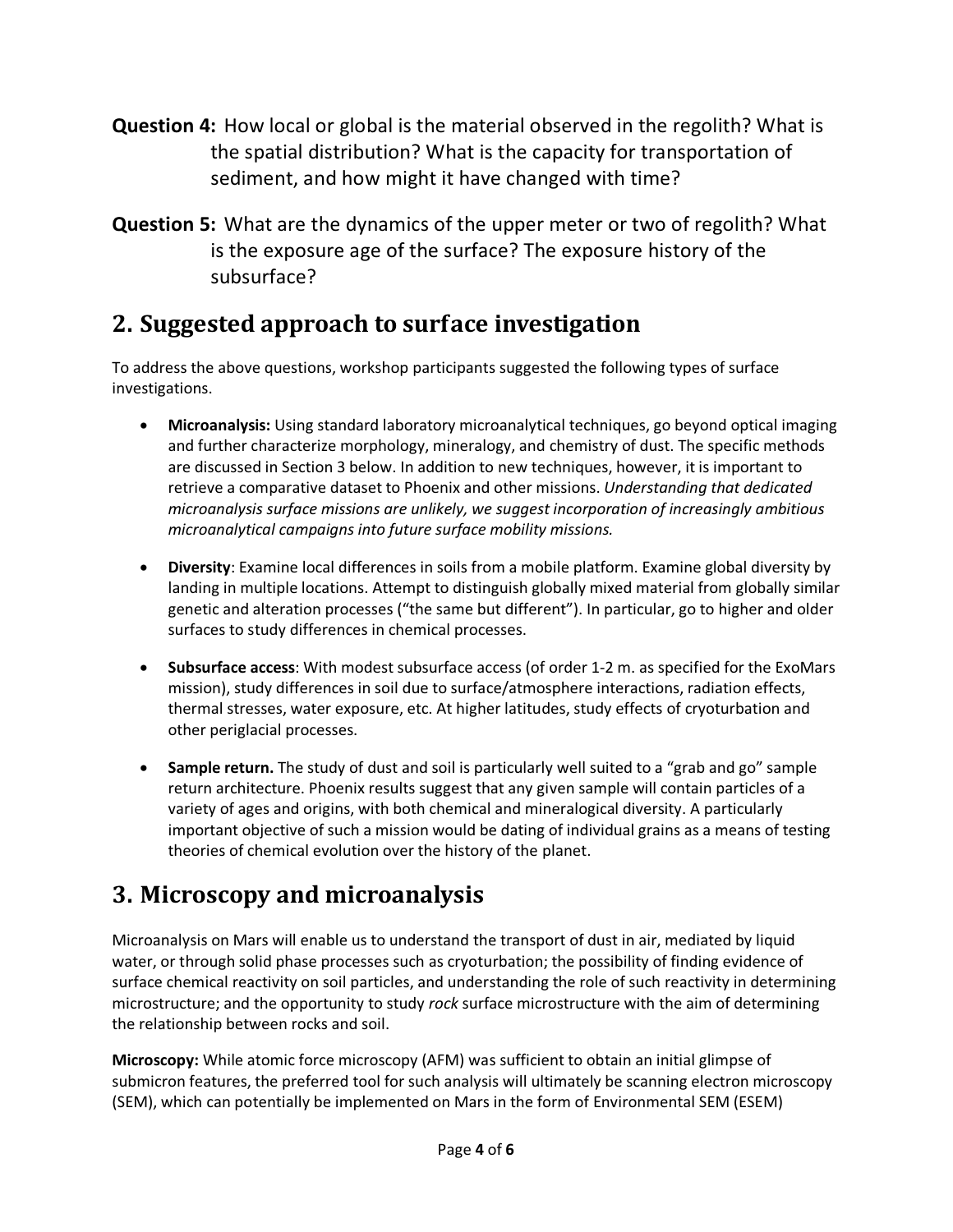**Question 4:** How local or global is the material observed in the regolith? What is the spatial distribution? What is the capacity for transportation of sediment, and how might it have changed with time?

**Question 5:** What are the dynamics of the upper meter or two of regolith? What is the exposure age of the surface? The exposure history of the subsurface?

## 2. Suggested approach to surface investigation

To address the above questions, workshop participants suggested the following types of surface investigations.

- **Microanalysis:** Using standard laboratory microanalytical techniques, go beyond optical imaging and further characterize morphology, mineralogy, and chemistry of dust. The specific methods are discussed in Section 3 below. In addition to new techniques, however, it is important to retrieve a comparative dataset to Phoenix and other missions. *Understanding that dedicated microanalysis surface missions are unlikely, we suggest incorporation of increasingly ambitious microanalytical campaigns into future surface mobility missions.*

- **Diversity**: Examine local differences in soils from a mobile platform. Examine global diversity by landing in multiple locations. Attempt to distinguish globally mixed material from globally similar genetic and alteration processes ("the same but different"). In particular, go to higher and older surfaces to study differences in chemical processes.

- **Subsurface access**: With modest subsurface access (of order 1-2 m. as specified for the ExoMars mission), study differences in soil due to surface/atmosphere interactions, radiation effects, thermal stresses, water exposure, etc. At higher latitudes, study effects of cryoturbation and other periglacial processes.

- **Sample return.** The study of dust and soil is particularly well suited to a "grab and go" sample return architecture. Phoenix results suggest that any given sample will contain particles of a variety of ages and origins, with both chemical and mineralogical diversity. A particularly important objective of such a mission would be dating of individual grains as a means of testing theories of chemical evolution over the history of the planet.

## 3. Microscopy and microanalysis

Microanalysis on Mars will enable us to understand the transport of dust in air, mediated by liquid water, or through solid phase processes such as cryoturbation; the possibility of finding evidence of surface chemical reactivity on soil particles, and understanding the role of such reactivity in determining microstructure; and the opportunity to study *rock* surface microstructure with the aim of determining the relationship between rocks and soil.

**Microscopy:** While atomic force microscopy (AFM) was sufficient to obtain an initial glimpse of submicron features, the preferred tool for such analysis will ultimately be scanning electron microscopy (SEM), which can potentially be implemented on Mars in the form of Environmental SEM (ESEM)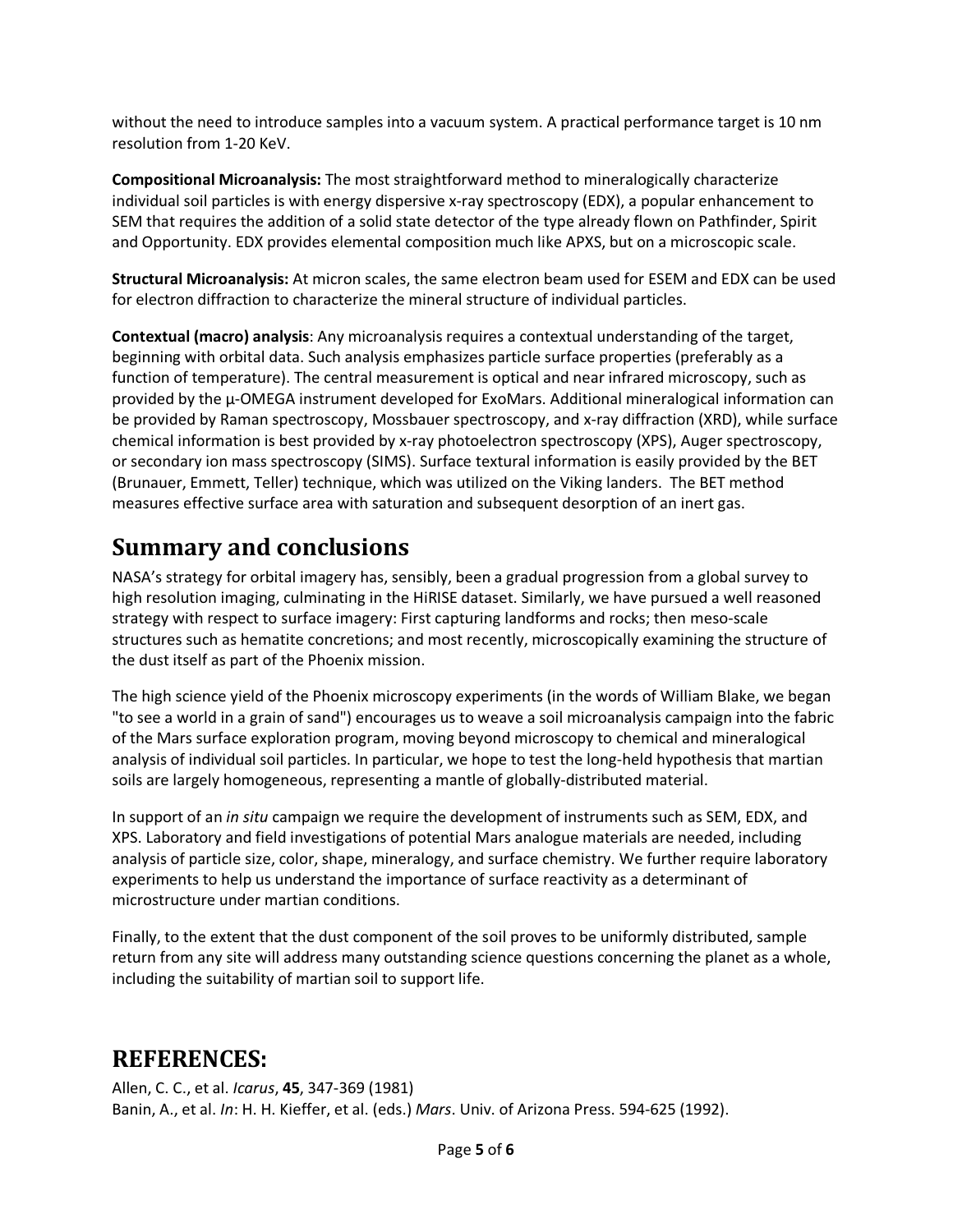without the need to introduce samples into a vacuum system. A practical performance target is 10 nm resolution from 1-20 KeV.

**Compositional Microanalysis:** The most straightforward method to mineralogically characterize individual soil particles is with energy dispersive x-ray spectroscopy (EDX), a popular enhancement to SEM that requires the addition of a solid state detector of the type already flown on Pathfinder, Spirit and Opportunity. EDX provides elemental composition much like APXS, but on a microscopic scale.

**Structural Microanalysis:** At micron scales, the same electron beam used for ESEM and EDX can be used for electron diffraction to characterize the mineral structure of individual particles.

**Contextual (macro) analysis**: Any microanalysis requires a contextual understanding of the target, beginning with orbital data. Such analysis emphasizes particle surface properties (preferably as a function of temperature). The central measurement is optical and near infrared microscopy, such as provided by the μ-OMEGA instrument developed for ExoMars. Additional mineralogical information can be provided by Raman spectroscopy, Mossbauer spectroscopy, and x-ray diffraction (XRD), while surface chemical information is best provided by x-ray photoelectron spectroscopy (XPS), Auger spectroscopy, or secondary ion mass spectroscopy (SIMS). Surface textural information is easily provided by the BET (Brunauer, Emmett, Teller) technique, which was utilized on the Viking landers. The BET method measures effective surface area with saturation and subsequent desorption of an inert gas.

# Summary and conclusions

NASA's strategy for orbital imagery has, sensibly, been a gradual progression from a global survey to high resolution imaging, culminating in the HiRISE dataset. Similarly, we have pursued a well reasoned strategy with respect to surface imagery: First capturing landforms and rocks; then meso-scale structures such as hematite concretions; and most recently, microscopically examining the structure of the dust itself as part of the Phoenix mission.

The high science yield of the Phoenix microscopy experiments (in the words of William Blake, we began "to see a world in a grain of sand") encourages us to weave a soil microanalysis campaign into the fabric of the Mars surface exploration program, moving beyond microscopy to chemical and mineralogical analysis of individual soil particles. In particular, we hope to test the long-held hypothesis that martian soils are largely homogeneous, representing a mantle of globally-distributed material.

In support of an *in situ* campaign we require the development of instruments such as SEM, EDX, and XPS. Laboratory and field investigations of potential Mars analogue materials are needed, including analysis of particle size, color, shape, mineralogy, and surface chemistry. We further require laboratory experiments to help us understand the importance of surface reactivity as a determinant of microstructure under martian conditions.

Finally, to the extent that the dust component of the soil proves to be uniformly distributed, sample return from any site will address many outstanding science questions concerning the planet as a whole, including the suitability of martian soil to support life.

# REFERENCES:

Allen, C. C., et al. *Icarus*, **45**, 347-369 (1981)
Banin, A., et al. *In*: H. H. Kieffer, et al. (eds.) *Mars*. Univ. of Arizona Press. 594-625 (1992).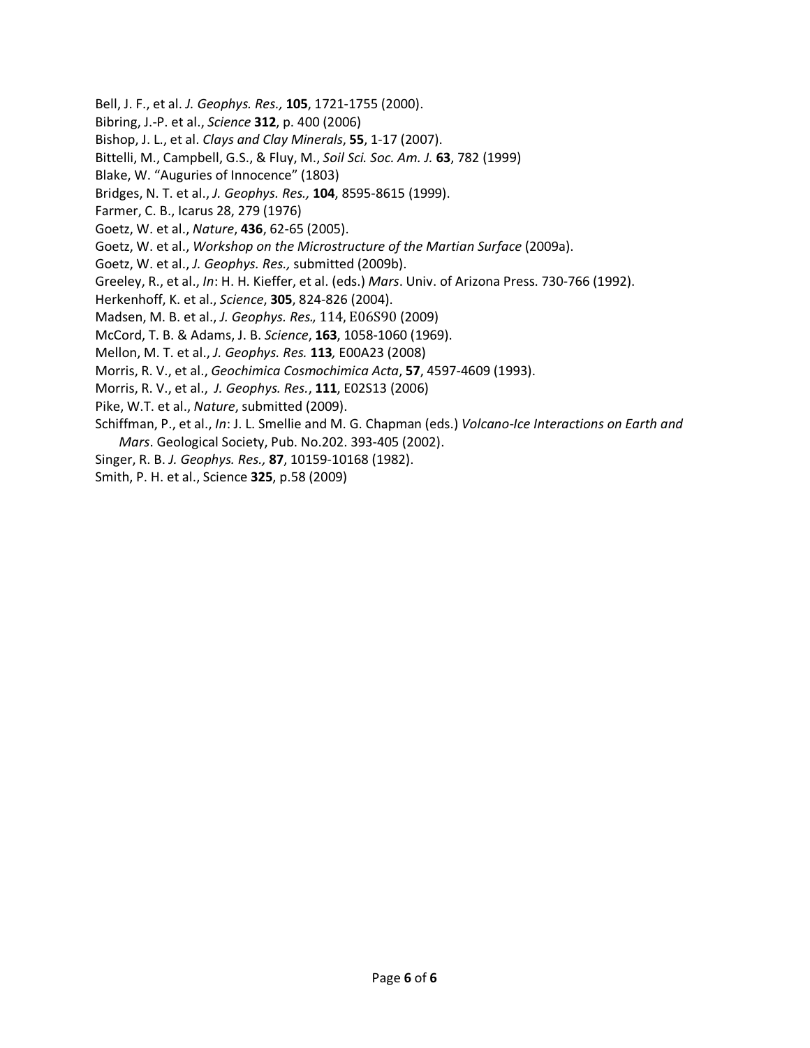Bell, J. F., et al. *J. Geophys. Res.,* **105**, 1721-1755 (2000).
Bibring, J.-P. et al., *Science* **312**, p. 400 (2006)
Bishop, J. L., et al. *Clays and Clay Minerals*, **55**, 1-17 (2007).
Bittelli, M., Campbell, G.S., & Fluy, M., *Soil Sci. Soc. Am. J.* **63**, 782 (1999)
Blake, W. "Auguries of Innocence" (1803)
Bridges, N. T. et al., *J. Geophys. Res.,* **104**, 8595-8615 (1999).
Farmer, C. B., Icarus 28, 279 (1976)
Goetz, W. et al., *Nature*, **436**, 62-65 (2005).
Goetz, W. et al., *Workshop on the Microstructure of the Martian Surface* (2009a).
Goetz, W. et al., *J. Geophys. Res.,* submitted (2009b).
Greeley, R., et al., *In*: H. H. Kieffer, et al. (eds.) *Mars*. Univ. of Arizona Press. 730-766 (1992).
Herkenhoff, K. et al., *Science*, **305**, 824-826 (2004).
Madsen, M. B. et al., *J. Geophys. Res.,* 114, E06S90 (2009)
McCord, T. B. & Adams, J. B. *Science*, **163**, 1058-1060 (1969).
Mellon, M. T. et al., *J. Geophys. Res.* **113***,* E00A23 (2008)
Morris, R. V., et al., *Geochimica Cosmochimica Acta*, **57**, 4597-4609 (1993).
Morris, R. V., et al., *J. Geophys. Res.*, **111**, E02S13 (2006)
Pike, W.T. et al., *Nature*, submitted (2009).
Schiffman, P., et al., *In*: J. L. Smellie and M. G. Chapman (eds.) *Volcano-Ice Interactions on Earth and Mars*. Geological Society, Pub. No.202. 393-405 (2002).
Singer, R. B. *J. Geophys. Res.,* **87**, 10159-10168 (1982).
Smith, P. H. et al., Science **325**, p.58 (2009)